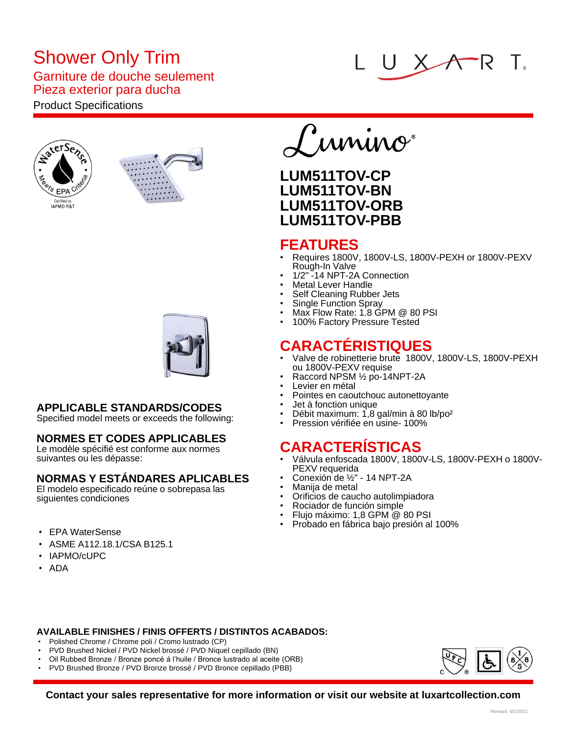# Shower Only Trim

## Garniture de douche seulement

## Pieza exterior para ducha

Product Specifications

LUXART

Lumino®

## LUM511TOV-CP
## LUM511TOV-BN
## LUM511TOV-ORB
## LUM511TOV-PBB

## FEATURES

- Requires 1800V, 1800V-LS, 1800V-PEXH or 1800V-PEXV Rough-In Valve
- 1/2" -14 NPT-2A Connection
- Metal Lever Handle
- Self Cleaning Rubber Jets
- Single Function Spray
- Max Flow Rate: 1.8 GPM @ 80 PSI
- 100% Factory Pressure Tested

## CARACTÉRISTIQUES

- Valve de robinetterie brute 1800V, 1800V-LS, 1800V-PEXH ou 1800V-PEXV requise
- Raccord NPSM ½ po-14NPT-2A
- Levier en métal
- Pointes en caoutchouc autonettoyante
- Jet à fonction unique
- Débit maximum: 1,8 gal/min à 80 lb/po²
- Pression vérifiée en usine- 100%

## CARACTERÍSTICAS

- Válvula enfoscada 1800V, 1800V-LS, 1800V-PEXH o 1800V-PEXV requerida
- Conexión de ½" - 14 NPT-2A
- Manija de metal
- Orificios de caucho autolimpiadora
- Rociador de función simple
- Flujo máximo: 1,8 GPM @ 80 PSI
- Probado en fábrica bajo presión al 100%

### APPLICABLE STANDARDS/CODES

Specified model meets or exceeds the following:

### NORMES ET CODES APPLICABLES

Le modèle spécifié est conforme aux normes suivantes ou les dépasse:

### NORMAS Y ESTÁNDARES APLICABLES

El modelo especificado reúne o sobrepasa las siguientes condiciones

- EPA WaterSense
- ASME A112.18.1/CSA B125.1
- IAPMO/cUPC
- ADA

### AVAILABLE FINISHES / FINIS OFFERTS / DISTINTOS ACABADOS:

- Polished Chrome / Chrome poli / Cromo lustrado (CP)
- PVD Brushed Nickel / PVD Nickel brossé / PVD Níquel cepillado (BN)
- Oil Rubbed Bronze / Bronze poncé á l'huile / Bronce lustrado al aceite (ORB)
- PVD Brushed Bronze / PVD Bronze brossé / PVD Bronce cepillado (PBB)

**Contact your sales representative for more information or visit our website at luxartcollection.com**

Revised 6/1/2021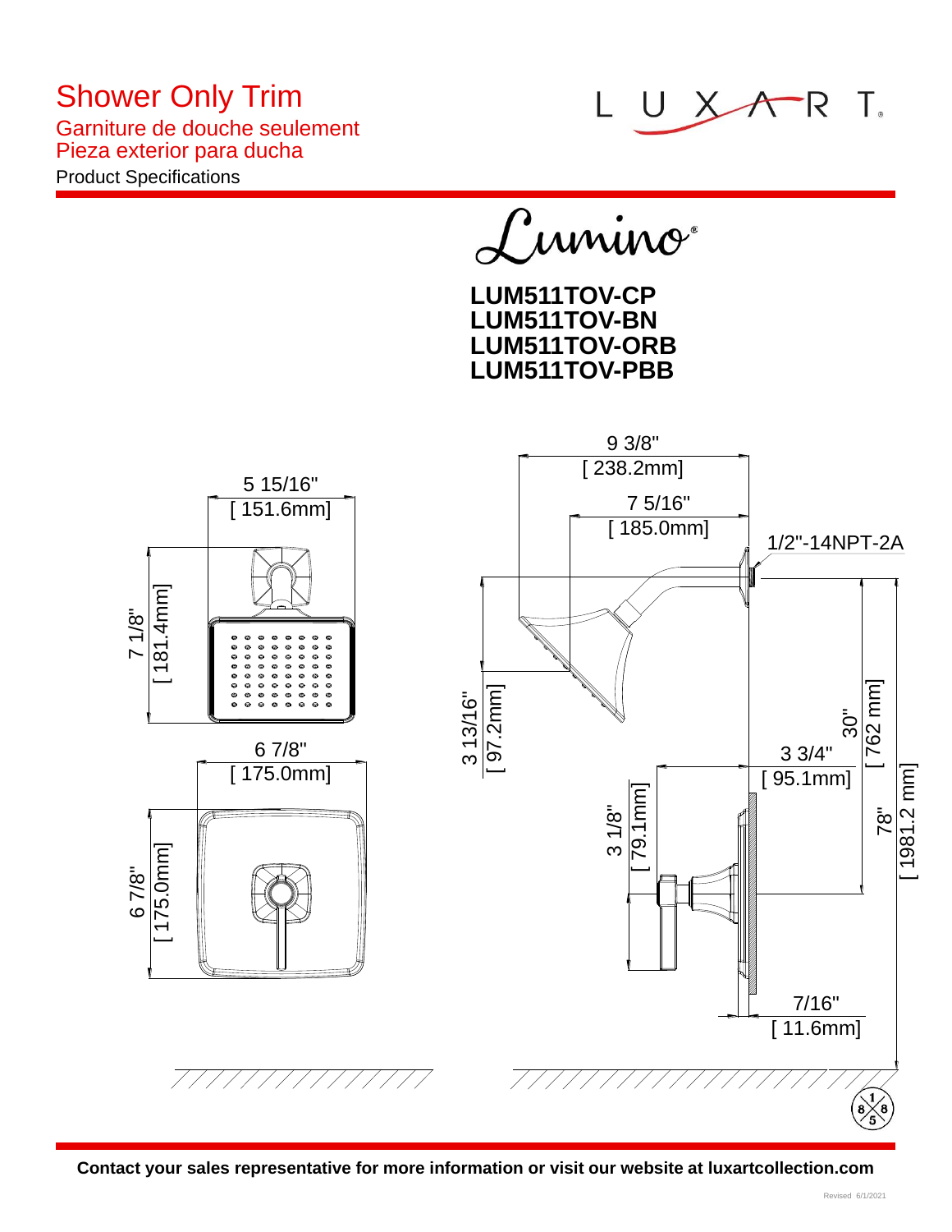# Shower Only Trim

## Garniture de douche seulement

## Pieza exterior para ducha

Product Specifications

LUXART

Lumino®

**LUM511TOV-CP**
**LUM511TOV-BN**
**LUM511TOV-ORB**
**LUM511TOV-PBB**

5 15/16"
[ 151.6mm]

7 1/8"
[ 181.4mm]

6 7/8"
[ 175.0mm]

6 7/8"
[ 175.0mm]

9 3/8"
[ 238.2mm]

7 5/16"
[ 185.0mm]

1/2"-14NPT-2A

3 13/16"
[ 97.2mm]

30"
[ 762 mm]

3 3/4"
[ 95.1mm]

78"
[ 1981.2 mm]

3 1/8"
[ 79.1mm]

7/16"
[ 11.6mm]

**Contact your sales representative for more information or visit our website at luxartcollection.com**

Revised 6/1/2021